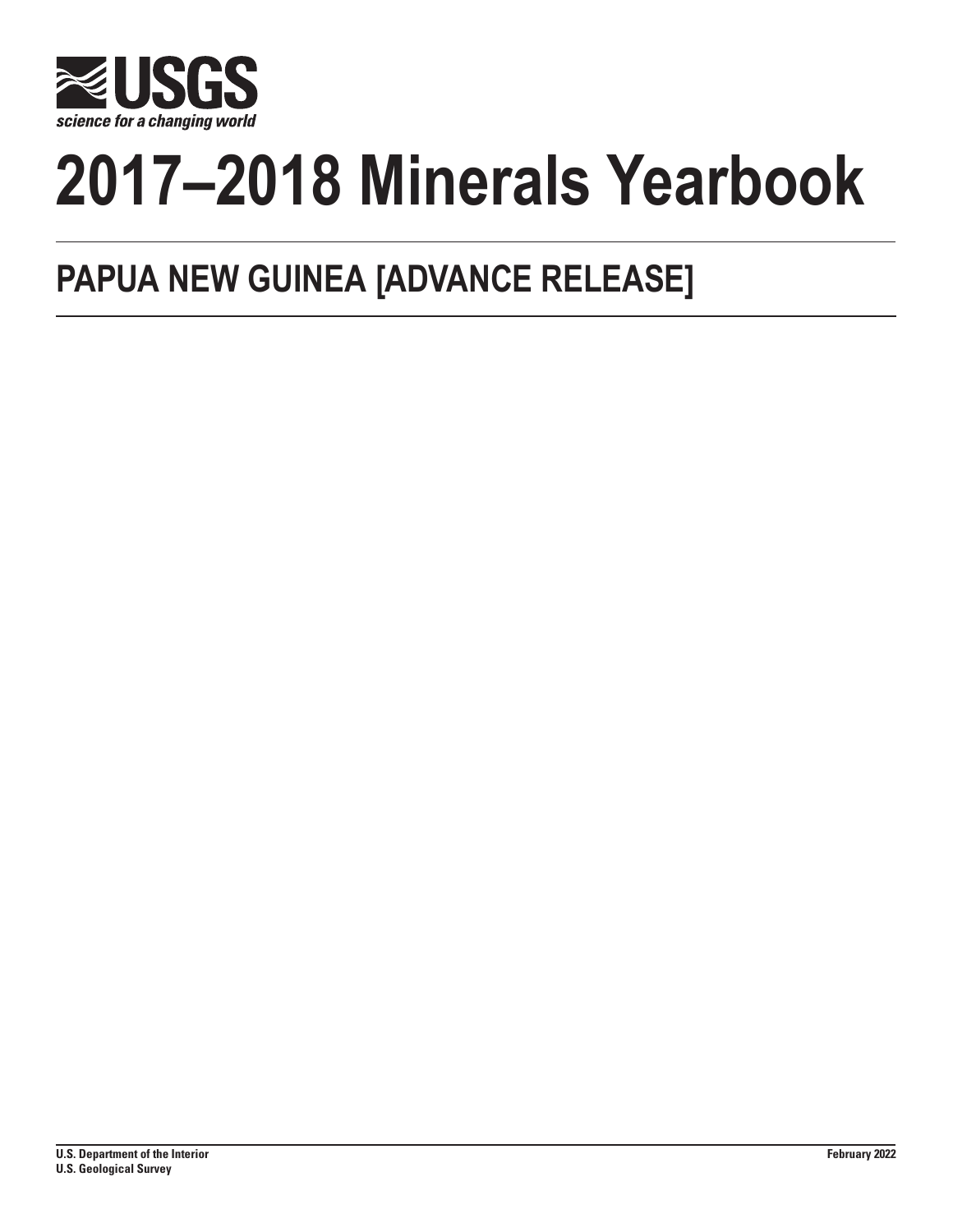# 2017–2018 Minerals Yearbook

## PAPUA NEW GUINEA [ADVANCE RELEASE]

U.S. Department of the Interior
U.S. Geological Survey

February 2022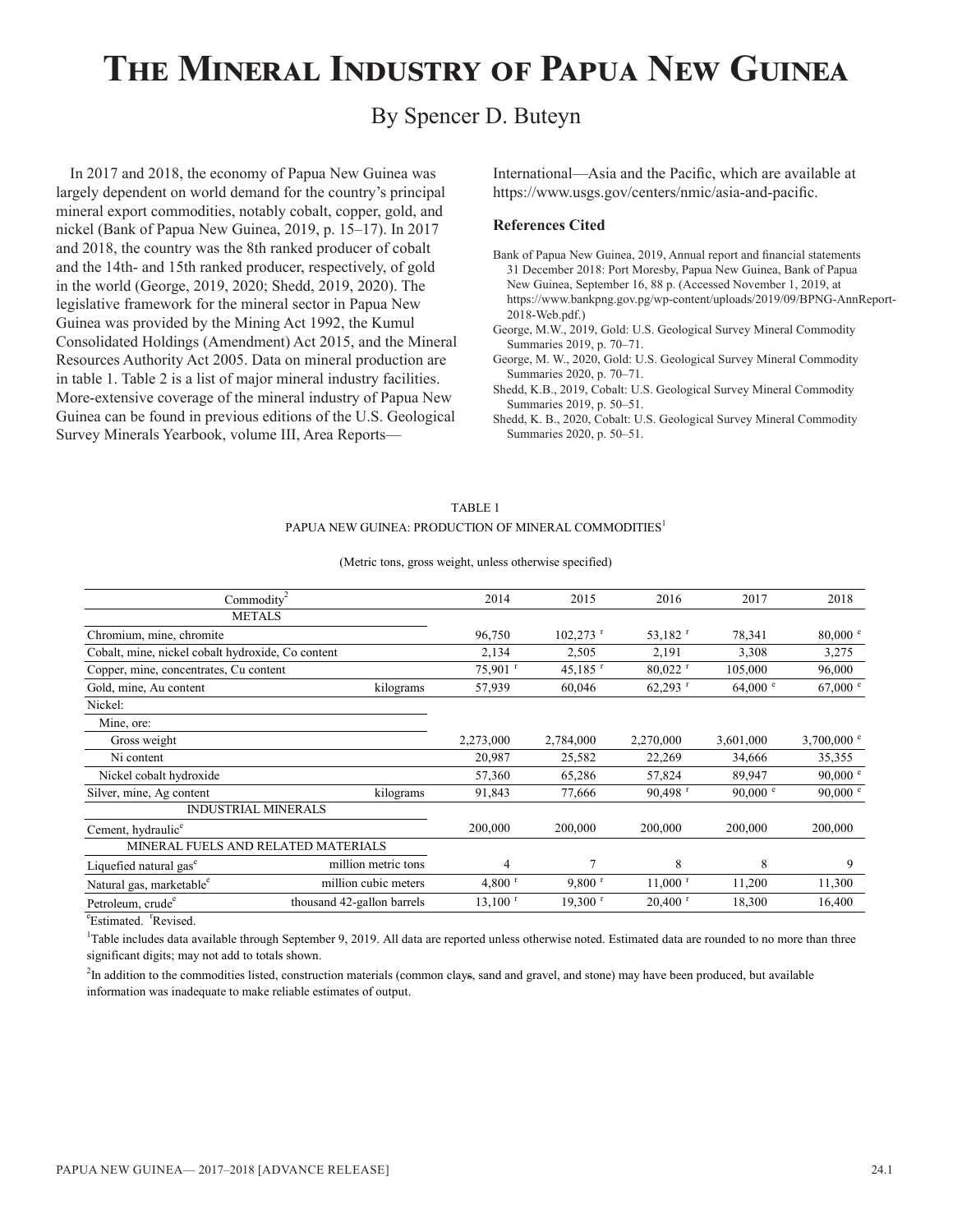# The Mineral Industry of Papua New Guinea

By Spencer D. Buteyn

In 2017 and 2018, the economy of Papua New Guinea was largely dependent on world demand for the country's principal mineral export commodities, notably cobalt, copper, gold, and nickel (Bank of Papua New Guinea, 2019, p. 15–17). In 2017 and 2018, the country was the 8th ranked producer of cobalt and the 14th- and 15th ranked producer, respectively, of gold in the world (George, 2019, 2020; Shedd, 2019, 2020). The legislative framework for the mineral sector in Papua New Guinea was provided by the Mining Act 1992, the Kumul Consolidated Holdings (Amendment) Act 2015, and the Mineral Resources Authority Act 2005. Data on mineral production are in table 1. Table 2 is a list of major mineral industry facilities. More-extensive coverage of the mineral industry of Papua New Guinea can be found in previous editions of the U.S. Geological Survey Minerals Yearbook, volume III, Area Reports—International—Asia and the Pacific, which are available at https://www.usgs.gov/centers/nmic/asia-and-pacific.

### References Cited

Bank of Papua New Guinea, 2019, Annual report and financial statements 31 December 2018: Port Moresby, Papua New Guinea, Bank of Papua New Guinea, September 16, 88 p. (Accessed November 1, 2019, at https://www.bankpng.gov.pg/wp-content/uploads/2019/09/BPNG-AnnReport-2018-Web.pdf.)

George, M.W., 2019, Gold: U.S. Geological Survey Mineral Commodity Summaries 2019, p. 70–71.

George, M. W., 2020, Gold: U.S. Geological Survey Mineral Commodity Summaries 2020, p. 70–71.

Shedd, K.B., 2019, Cobalt: U.S. Geological Survey Mineral Commodity Summaries 2019, p. 50–51.

Shedd, K. B., 2020, Cobalt: U.S. Geological Survey Mineral Commodity Summaries 2020, p. 50–51.

TABLE 1

PAPUA NEW GUINEA: PRODUCTION OF MINERAL COMMODITIES[1]

(Metric tons, gross weight, unless otherwise specified)

| Commodity[2] | | 2014 | 2015 | 2016 | 2017 | 2018 |
|---|---|---|---|---|---|---|
| METALS | | | | | | |
| Chromium, mine, chromite | | 96,750 | 102,273 r | 53,182 r | 78,341 | 80,000 e |
| Cobalt, mine, nickel cobalt hydroxide, Co content | | 2,134 | 2,505 | 2,191 | 3,308 | 3,275 |
| Copper, mine, concentrates, Cu content | | 75,901 r | 45,185 r | 80,022 r | 105,000 | 96,000 |
| Gold, mine, Au content | kilograms | 57,939 | 60,046 | 62,293 r | 64,000 e | 67,000 e |
| Nickel: | | | | | | |
| Mine, ore: | | | | | | |
| Gross weight | | 2,273,000 | 2,784,000 | 2,270,000 | 3,601,000 | 3,700,000 e |
| Ni content | | 20,987 | 25,582 | 22,269 | 34,666 | 35,355 |
| Nickel cobalt hydroxide | | 57,360 | 65,286 | 57,824 | 89,947 | 90,000 e |
| Silver, mine, Ag content | kilograms | 91,843 | 77,666 | 90,498 r | 90,000 e | 90,000 e |
| INDUSTRIAL MINERALS | | | | | | |
| Cement, hydraulic[e] | | 200,000 | 200,000 | 200,000 | 200,000 | 200,000 |
| MINERAL FUELS AND RELATED MATERIALS | | | | | | |
| Liquefied natural gas[e] | million metric tons | 4 | 7 | 8 | 8 | 9 |
| Natural gas, marketable[e] | million cubic meters | 4,800 r | 9,800 r | 11,000 r | 11,200 | 11,300 |
| Petroleum, crude[e] | thousand 42-gallon barrels | 13,100 r | 19,300 r | 20,400 r | 18,300 | 16,400 |

[e]Estimated. [r]Revised.

[1]Table includes data available through September 9, 2019. All data are reported unless otherwise noted. Estimated data are rounded to no more than three significant digits; may not add to totals shown.

[2]In addition to the commodities listed, construction materials (common clays, sand and gravel, and stone) may have been produced, but available information was inadequate to make reliable estimates of output.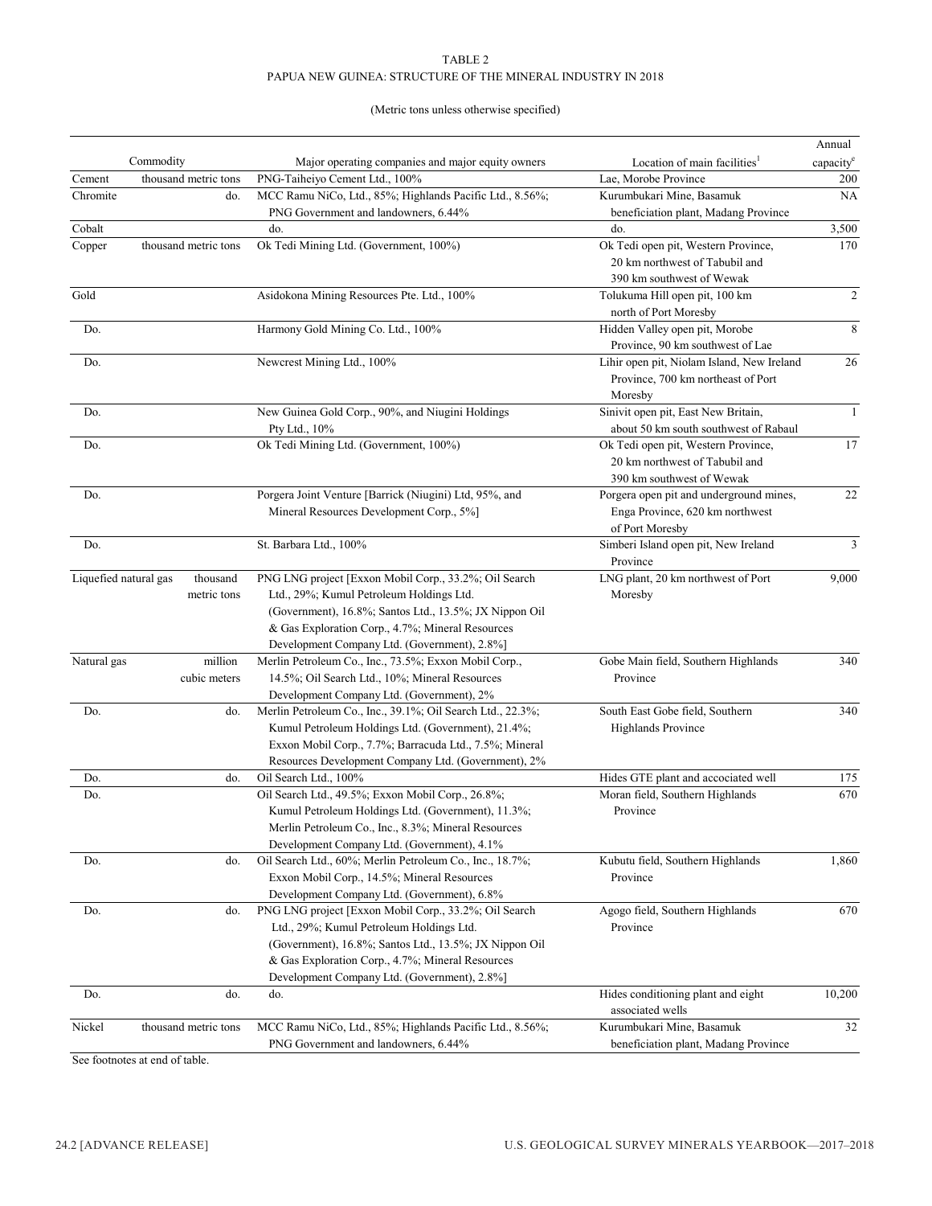TABLE 2

PAPUA NEW GUINEA: STRUCTURE OF THE MINERAL INDUSTRY IN 2018

(Metric tons unless otherwise specified)

| Commodity | | Major operating companies and major equity owners | Location of main facilities[1] | Annual capacity[e] |
|---|---|---|---|---|
| Cement | thousand metric tons | PNG-Taiheiyo Cement Ltd., 100% | Lae, Morobe Province | 200 |
| Chromite | do. | MCC Ramu NiCo, Ltd., 85%; Highlands Pacific Ltd., 8.56%; PNG Government and landowners, 6.44% | Kurumbukari Mine, Basamuk beneficiation plant, Madang Province | NA |
| Cobalt | | do. | do. | 3,500 |
| Copper | thousand metric tons | Ok Tedi Mining Ltd. (Government, 100%) | Ok Tedi open pit, Western Province, 20 km northwest of Tabubil and 390 km southwest of Wewak | 170 |
| Gold | | Asidokona Mining Resources Pte. Ltd., 100% | Tolukuma Hill open pit, 100 km north of Port Moresby | 2 |
| Do. | | Harmony Gold Mining Co. Ltd., 100% | Hidden Valley open pit, Morobe Province, 90 km southwest of Lae | 8 |
| Do. | | Newcrest Mining Ltd., 100% | Lihir open pit, Niolam Island, New Ireland Province, 700 km northeast of Port Moresby | 26 |
| Do. | | New Guinea Gold Corp., 90%, and Niugini Holdings Pty Ltd., 10% | Sinivit open pit, East New Britain, about 50 km south southwest of Rabaul | 1 |
| Do. | | Ok Tedi Mining Ltd. (Government, 100%) | Ok Tedi open pit, Western Province, 20 km northwest of Tabubil and 390 km southwest of Wewak | 17 |
| Do. | | Porgera Joint Venture [Barrick (Niugini) Ltd, 95%, and Mineral Resources Development Corp., 5%] | Porgera open pit and underground mines, Enga Province, 620 km northwest of Port Moresby | 22 |
| Do. | | St. Barbara Ltd., 100% | Simberi Island open pit, New Ireland Province | 3 |
| Liquefied natural gas | thousand metric tons | PNG LNG project [Exxon Mobil Corp., 33.2%; Oil Search Ltd., 29%; Kumul Petroleum Holdings Ltd. (Government), 16.8%; Santos Ltd., 13.5%; JX Nippon Oil & Gas Exploration Corp., 4.7%; Mineral Resources Development Company Ltd. (Government), 2.8%] | LNG plant, 20 km northwest of Port Moresby | 9,000 |
| Natural gas | million cubic meters | Merlin Petroleum Co., Inc., 73.5%; Exxon Mobil Corp., 14.5%; Oil Search Ltd., 10%; Mineral Resources Development Company Ltd. (Government), 2% | Gobe Main field, Southern Highlands Province | 340 |
| Do. | do. | Merlin Petroleum Co., Inc., 39.1%; Oil Search Ltd., 22.3%; Kumul Petroleum Holdings Ltd. (Government), 21.4%; Exxon Mobil Corp., 7.7%; Barracuda Ltd., 7.5%; Mineral Resources Development Company Ltd. (Government), 2% | South East Gobe field, Southern Highlands Province | 340 |
| Do. | do. | Oil Search Ltd., 100% | Hides GTE plant and accociated well | 175 |
| Do. | | Oil Search Ltd., 49.5%; Exxon Mobil Corp., 26.8%; Kumul Petroleum Holdings Ltd. (Government), 11.3%; Merlin Petroleum Co., Inc., 8.3%; Mineral Resources Development Company Ltd. (Government), 4.1% | Moran field, Southern Highlands Province | 670 |
| Do. | do. | Oil Search Ltd., 60%; Merlin Petroleum Co., Inc., 18.7%; Exxon Mobil Corp., 14.5%; Mineral Resources Development Company Ltd. (Government), 6.8% | Kubutu field, Southern Highlands Province | 1,860 |
| Do. | do. | PNG LNG project [Exxon Mobil Corp., 33.2%; Oil Search Ltd., 29%; Kumul Petroleum Holdings Ltd. (Government), 16.8%; Santos Ltd., 13.5%; JX Nippon Oil & Gas Exploration Corp., 4.7%; Mineral Resources Development Company Ltd. (Government), 2.8%] | Agogo field, Southern Highlands Province | 670 |
| Do. | do. | do. | Hides conditioning plant and eight associated wells | 10,200 |
| Nickel | thousand metric tons | MCC Ramu NiCo, Ltd., 85%; Highlands Pacific Ltd., 8.56%; PNG Government and landowners, 6.44% | Kurumbukari Mine, Basamuk beneficiation plant, Madang Province | 32 |

See footnotes at end of table.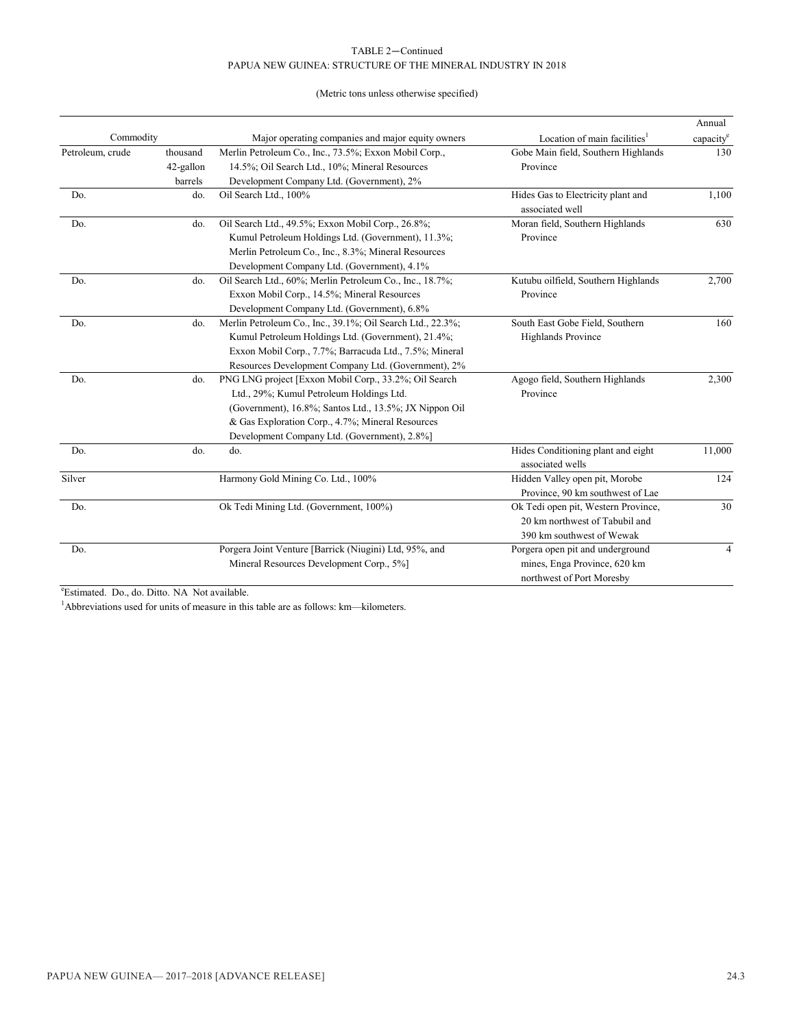TABLE 2—Continued

PAPUA NEW GUINEA: STRUCTURE OF THE MINERAL INDUSTRY IN 2018

(Metric tons unless otherwise specified)

| Commodity | | Major operating companies and major equity owners | Location of main facilities[1] | Annual capacity[e] |
|---|---|---|---|---|
| Petroleum, crude | thousand 42-gallon barrels | Merlin Petroleum Co., Inc., 73.5%; Exxon Mobil Corp., 14.5%; Oil Search Ltd., 10%; Mineral Resources Development Company Ltd. (Government), 2% | Gobe Main field, Southern Highlands Province | 130 |
| Do. | do. | Oil Search Ltd., 100% | Hides Gas to Electricity plant and associated well | 1,100 |
| Do. | do. | Oil Search Ltd., 49.5%; Exxon Mobil Corp., 26.8%; Kumul Petroleum Holdings Ltd. (Government), 11.3%; Merlin Petroleum Co., Inc., 8.3%; Mineral Resources Development Company Ltd. (Government), 4.1% | Moran field, Southern Highlands Province | 630 |
| Do. | do. | Oil Search Ltd., 60%; Merlin Petroleum Co., Inc., 18.7%; Exxon Mobil Corp., 14.5%; Mineral Resources Development Company Ltd. (Government), 6.8% | Kutubu oilfield, Southern Highlands Province | 2,700 |
| Do. | do. | Merlin Petroleum Co., Inc., 39.1%; Oil Search Ltd., 22.3%; Kumul Petroleum Holdings Ltd. (Government), 21.4%; Exxon Mobil Corp., 7.7%; Barracuda Ltd., 7.5%; Mineral Resources Development Company Ltd. (Government), 2% | South East Gobe Field, Southern Highlands Province | 160 |
| Do. | do. | PNG LNG project [Exxon Mobil Corp., 33.2%; Oil Search Ltd., 29%; Kumul Petroleum Holdings Ltd. (Government), 16.8%; Santos Ltd., 13.5%; JX Nippon Oil & Gas Exploration Corp., 4.7%; Mineral Resources Development Company Ltd. (Government), 2.8%] | Agogo field, Southern Highlands Province | 2,300 |
| Do. | do. | do. | Hides Conditioning plant and eight associated wells | 11,000 |
| Silver | | Harmony Gold Mining Co. Ltd., 100% | Hidden Valley open pit, Morobe Province, 90 km southwest of Lae | 124 |
| Do. | | Ok Tedi Mining Ltd. (Government, 100%) | Ok Tedi open pit, Western Province, 20 km northwest of Tabubil and 390 km southwest of Wewak | 30 |
| Do. | | Porgera Joint Venture [Barrick (Niugini) Ltd, 95%, and Mineral Resources Development Corp., 5%] | Porgera open pit and underground mines, Enga Province, 620 km northwest of Port Moresby | 4 |

[e]Estimated. Do., do. Ditto. NA Not available.

[1]Abbreviations used for units of measure in this table are as follows: km—kilometers.